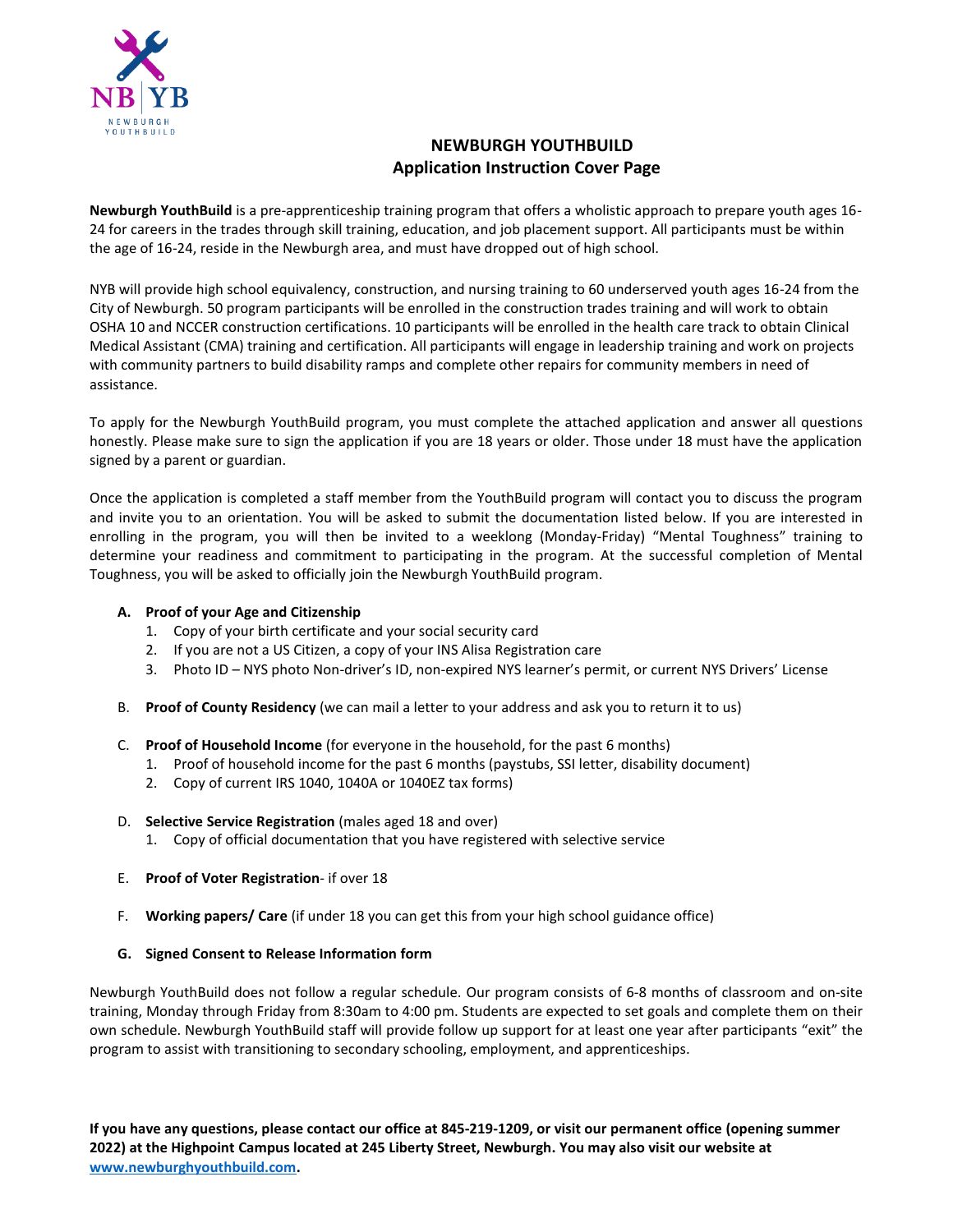# NEWBURGH YOUTHBUILD
## Application Instruction Cover Page

**Newburgh YouthBuild** is a pre-apprenticeship training program that offers a wholistic approach to prepare youth ages 16-24 for careers in the trades through skill training, education, and job placement support. All participants must be within the age of 16-24, reside in the Newburgh area, and must have dropped out of high school.

NYB will provide high school equivalency, construction, and nursing training to 60 underserved youth ages 16-24 from the City of Newburgh. 50 program participants will be enrolled in the construction trades training and will work to obtain OSHA 10 and NCCER construction certifications. 10 participants will be enrolled in the health care track to obtain Clinical Medical Assistant (CMA) training and certification. All participants will engage in leadership training and work on projects with community partners to build disability ramps and complete other repairs for community members in need of assistance.

To apply for the Newburgh YouthBuild program, you must complete the attached application and answer all questions honestly. Please make sure to sign the application if you are 18 years or older. Those under 18 must have the application signed by a parent or guardian.

Once the application is completed a staff member from the YouthBuild program will contact you to discuss the program and invite you to an orientation. You will be asked to submit the documentation listed below. If you are interested in enrolling in the program, you will then be invited to a weeklong (Monday-Friday) "Mental Toughness" training to determine your readiness and commitment to participating in the program. At the successful completion of Mental Toughness, you will be asked to officially join the Newburgh YouthBuild program.

**A. Proof of your Age and Citizenship**
1. Copy of your birth certificate and your social security card
2. If you are not a US Citizen, a copy of your INS Alisa Registration care
3. Photo ID – NYS photo Non-driver's ID, non-expired NYS learner's permit, or current NYS Drivers' License

B. **Proof of County Residency** (we can mail a letter to your address and ask you to return it to us)

C. **Proof of Household Income** (for everyone in the household, for the past 6 months)
1. Proof of household income for the past 6 months (paystubs, SSI letter, disability document)
2. Copy of current IRS 1040, 1040A or 1040EZ tax forms)

D. **Selective Service Registration** (males aged 18 and over)
1. Copy of official documentation that you have registered with selective service

E. **Proof of Voter Registration**- if over 18

F. **Working papers/ Care** (if under 18 you can get this from your high school guidance office)

**G. Signed Consent to Release Information form**

Newburgh YouthBuild does not follow a regular schedule. Our program consists of 6-8 months of classroom and on-site training, Monday through Friday from 8:30am to 4:00 pm. Students are expected to set goals and complete them on their own schedule. Newburgh YouthBuild staff will provide follow up support for at least one year after participants "exit" the program to assist with transitioning to secondary schooling, employment, and apprenticeships.

**If you have any questions, please contact our office at 845-219-1209, or visit our permanent office (opening summer 2022) at the Highpoint Campus located at 245 Liberty Street, Newburgh. You may also visit our website at [www.newburghyouthbuild.com](http://www.newburghyouthbuild.com).**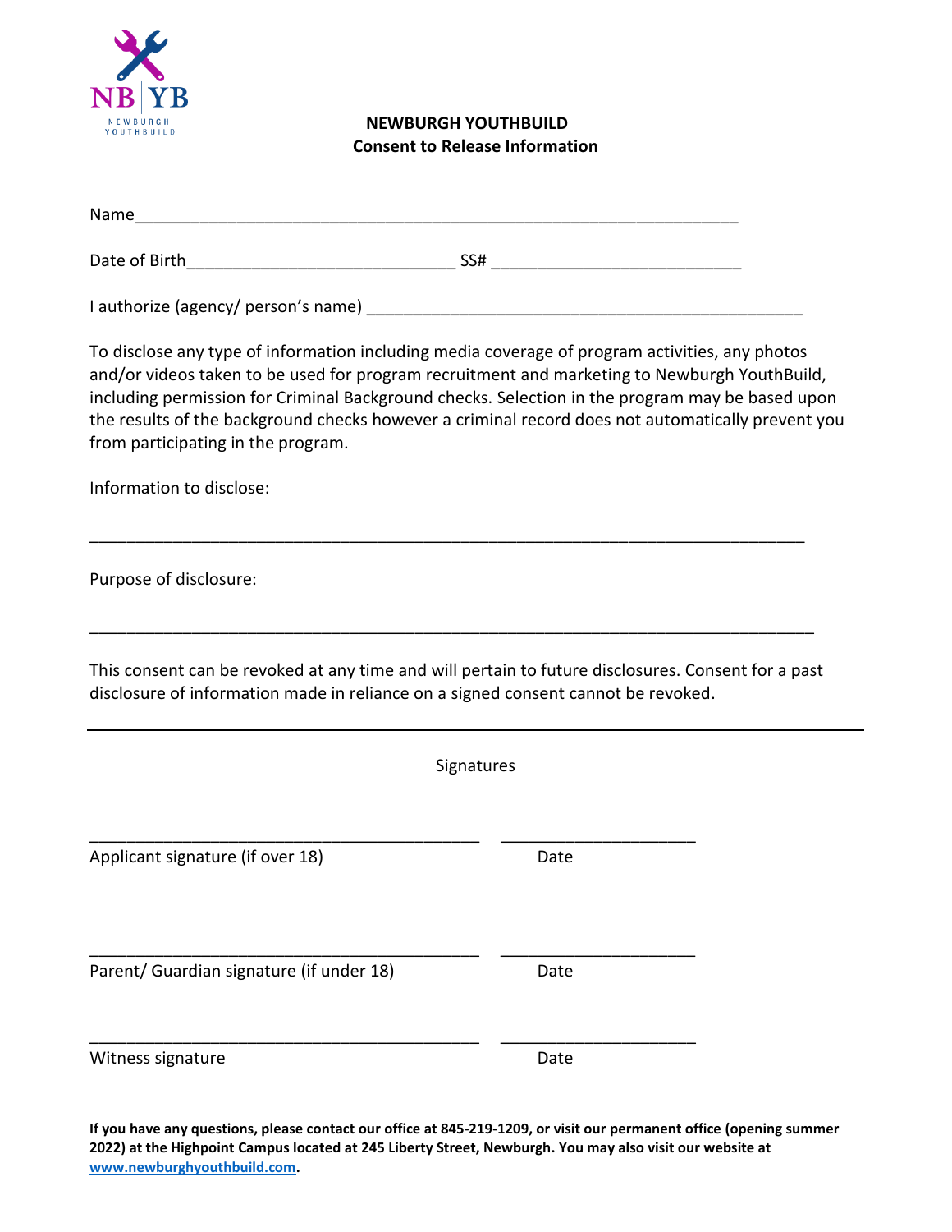NB | YB
NEWBURGH YOUTHBUILD

**NEWBURGH YOUTHBUILD**
**Consent to Release Information**

Name________________________________________________________________

Date of Birth_____________________________ SS# ___________________________

I authorize (agency/ person's name) ________________________________________________

To disclose any type of information including media coverage of program activities, any photos and/or videos taken to be used for program recruitment and marketing to Newburgh YouthBuild, including permission for Criminal Background checks. Selection in the program may be based upon the results of the background checks however a criminal record does not automatically prevent you from participating in the program.

Information to disclose:

_______________________________________________________________________________

Purpose of disclosure:

_______________________________________________________________________________

This consent can be revoked at any time and will pertain to future disclosures. Consent for a past disclosure of information made in reliance on a signed consent cannot be revoked.

---

Signatures

___________________________________________ _____________________
Applicant signature (if over 18) Date

___________________________________________ _____________________
Parent/ Guardian signature (if under 18) Date

___________________________________________ _____________________
Witness signature Date

**If you have any questions, please contact our office at 845-219-1209, or visit our permanent office (opening summer 2022) at the Highpoint Campus located at 245 Liberty Street, Newburgh. You may also visit our website at [www.newburghyouthbuild.com](http://www.newburghyouthbuild.com).**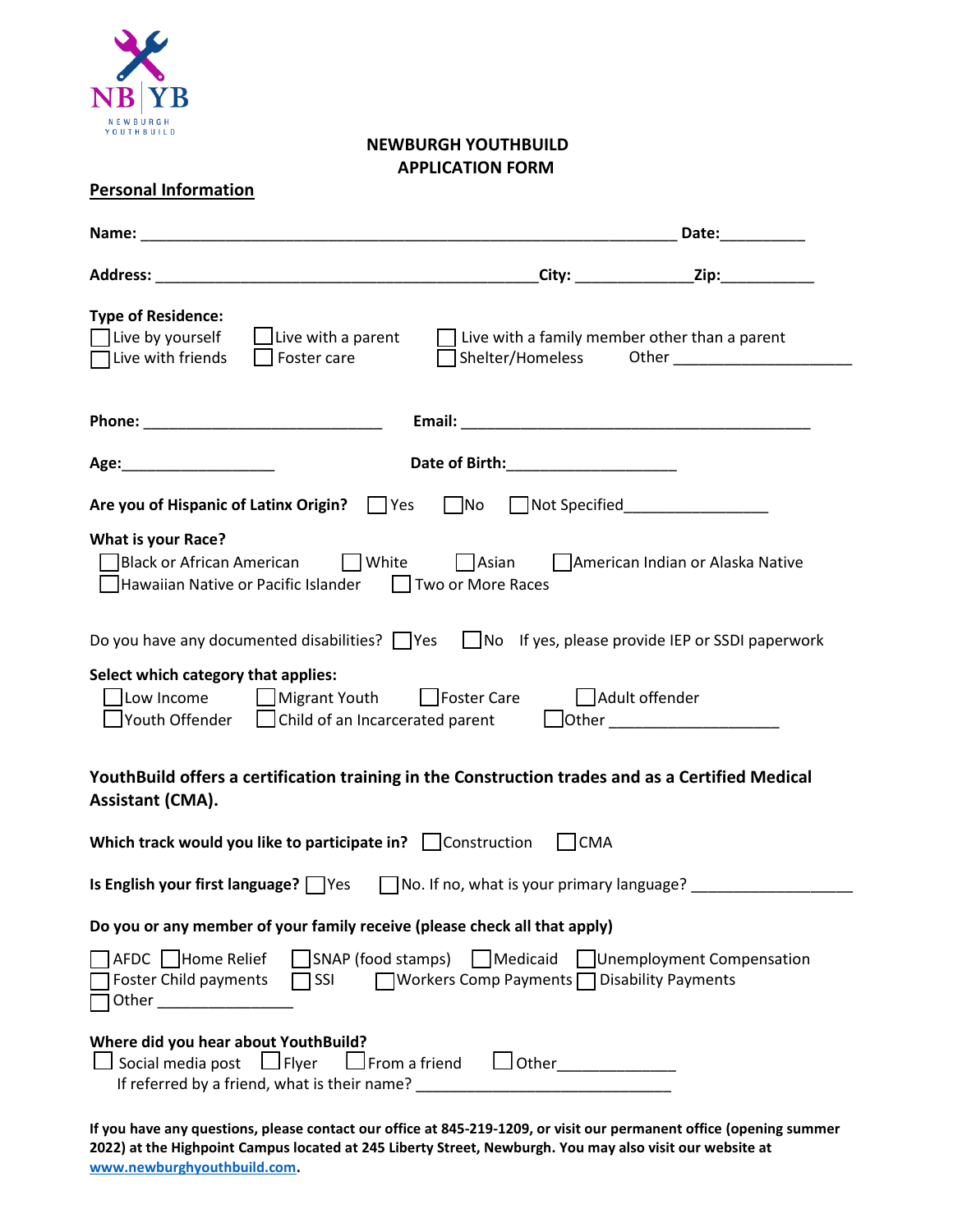NB | YB
NEWBURGH YOUTHBUILD

**NEWBURGH YOUTHBUILD**
**APPLICATION FORM**

## Personal Information

**Name:** ______________________________________________ **Date:**__________

**Address:** ____________________________________ **City:** ______________ **Zip:**___________

**Type of Residence:**
☐ Live by yourself ☐ Live with a parent ☐ Live with a family member other than a parent
☐ Live with friends ☐ Foster care ☐ Shelter/Homeless Other ____________________

**Phone:** ____________________________ **Email:** ________________________________________

**Age:**__________________ **Date of Birth:**____________________

**Are you of Hispanic of Latinx Origin?** ☐ Yes ☐ No ☐ Not Specified________________

**What is your Race?**
☐ Black or African American ☐ White ☐ Asian ☐ American Indian or Alaska Native
☐ Hawaiian Native or Pacific Islander ☐ Two or More Races

Do you have any documented disabilities? ☐ Yes ☐ No If yes, please provide IEP or SSDI paperwork

**Select which category that applies:**
☐ Low Income ☐ Migrant Youth ☐ Foster Care ☐ Adult offender
☐ Youth Offender ☐ Child of an Incarcerated parent ☐ Other ____________________

**YouthBuild offers a certification training in the Construction trades and as a Certified Medical Assistant (CMA).**

**Which track would you like to participate in?** ☐ Construction ☐ CMA

**Is English your first language?** ☐ Yes ☐ No. If no, what is your primary language? ___________________

**Do you or any member of your family receive (please check all that apply)**

☐ AFDC ☐ Home Relief ☐ SNAP (food stamps) ☐ Medicaid ☐ Unemployment Compensation
☐ Foster Child payments ☐ SSI ☐ Workers Comp Payments ☐ Disability Payments
☐ Other ________________

**Where did you hear about YouthBuild?**
☐ Social media post ☐ Flyer ☐ From a friend ☐ Other_____________
If referred by a friend, what is their name? ______________________________

**If you have any questions, please contact our office at 845-219-1209, or visit our permanent office (opening summer 2022) at the Highpoint Campus located at 245 Liberty Street, Newburgh. You may also visit our website at [www.newburghyouthbuild.com](www.newburghyouthbuild.com).**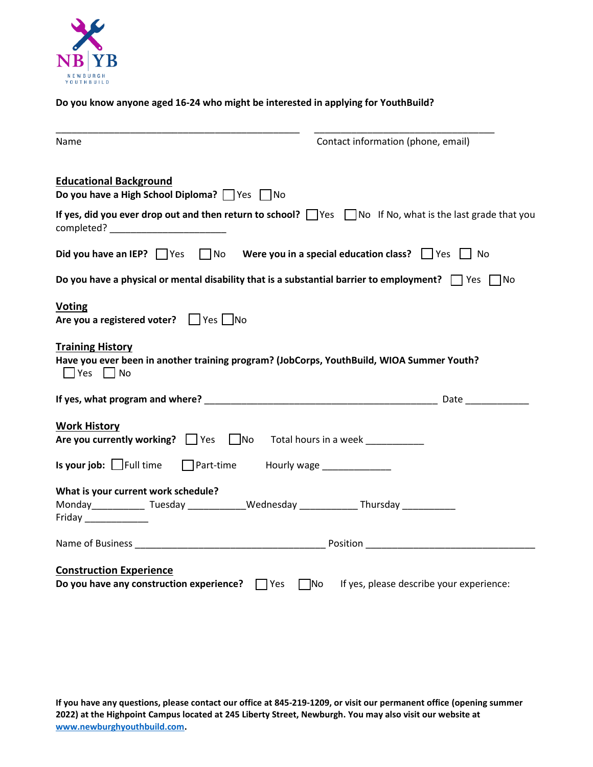NB | YB
NEWBURGH YOUTHBUILD

**Do you know anyone aged 16-24 who might be interested in applying for YouTHBuild?**

_______________________________________________ ___________________________________

Name Contact information (phone, email)

## Educational Background

**Do you have a High School Diploma?** ☐ Yes ☐ No

**If yes, did you ever drop out and then return to school?** ☐ Yes ☐ No If No, what is the last grade that you completed? ______________________

**Did you have an IEP?** ☐ Yes ☐ No **Were you in a special education class?** ☐ Yes ☐ No

**Do you have a physical or mental disability that is a substantial barrier to employment?** ☐ Yes ☐ No

## Voting

**Are you a registered voter?** ☐ Yes ☐ No

## Training History

**Have you ever been in another training program? (JobCorps, YouthBuild, WIOA Summer Youth?**
☐ Yes ☐ No

**If yes, what program and where?** _____________________________________________ Date ____________

## Work History

**Are you currently working?** ☐ Yes ☐ No Total hours in a week ___________

**Is your job:** ☐ Full time ☐ Part-time Hourly wage _____________

**What is your current work schedule?**
Monday__________ Tuesday ___________ Wednesday ___________ Thursday __________
Friday ____________

Name of Business _____________________________________ Position _________________________________

## Construction Experience

**Do you have any construction experience?** ☐ Yes ☐ No If yes, please describe your experience:

**If you have any questions, please contact our office at 845-219-1209, or visit our permanent office (opening summer 2022) at the Highpoint Campus located at 245 Liberty Street, Newburgh. You may also visit our website at www.newburghyouthbuild.com.**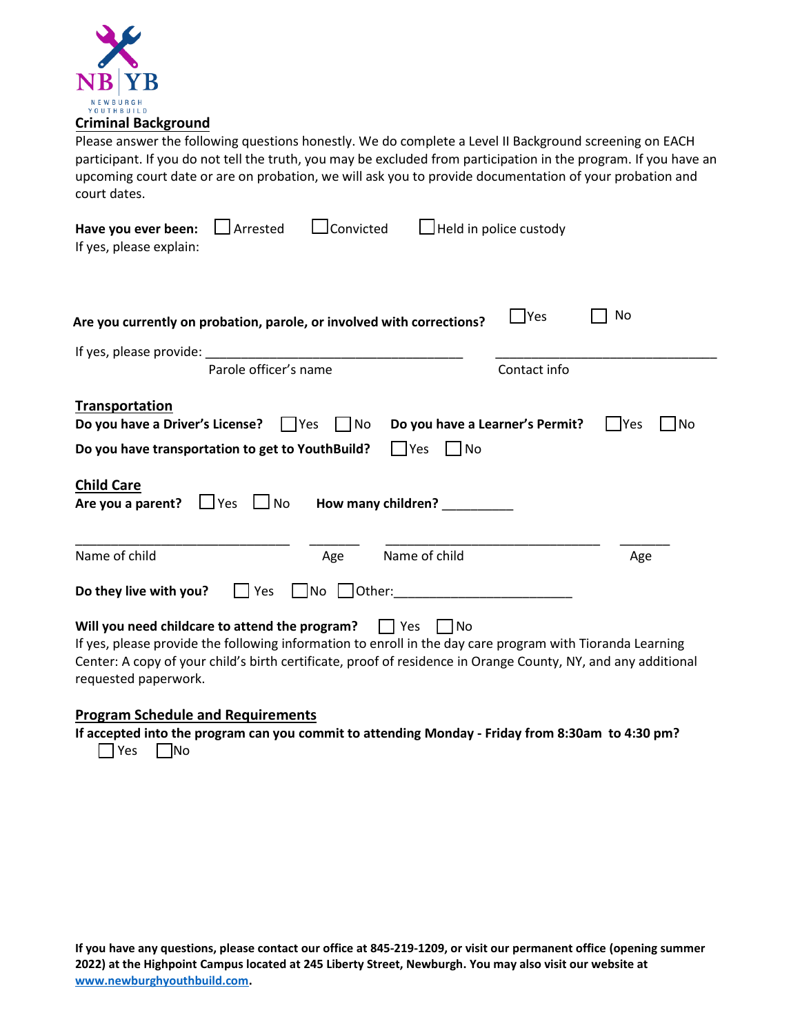NB | YB
NEWBURGH YOUTHBUILD

## Criminal Background

Please answer the following questions honestly. We do complete a Level II Background screening on EACH participant. If you do not tell the truth, you may be excluded from participation in the program. If you have an upcoming court date or are on probation, we will ask you to provide documentation of your probation and court dates.

**Have you ever been:** ☐ Arrested ☐ Convicted ☐ Held in police custody

If yes, please explain:

**Are you currently on probation, parole, or involved with corrections?** ☐ Yes ☐ No

If yes, please provide: ______________________________________ ________________________________

Parole officer's name Contact info

## Transportation

**Do you have a Driver's License?** ☐ Yes ☐ No **Do you have a Learner's Permit?** ☐ Yes ☐ No

**Do you have transportation to get to YouthBuild?** ☐ Yes ☐ No

## Child Care

**Are you a parent?** ☐ Yes ☐ No **How many children?** __________

______________________________ _______ ______________________________ _______

Name of child Age Name of child Age

**Do they live with you?** ☐ Yes ☐ No ☐ Other:________________________

**Will you need childcare to attend the program?** ☐ Yes ☐ No

If yes, please provide the following information to enroll in the day care program with Tioranda Learning Center: A copy of your child's birth certificate, proof of residence in Orange County, NY, and any additional requested paperwork.

## Program Schedule and Requirements

**If accepted into the program can you commit to attending Monday - Friday from 8:30am to 4:30 pm?**

☐ Yes ☐ No

**If you have any questions, please contact our office at 845-219-1209, or visit our permanent office (opening summer 2022) at the Highpoint Campus located at 245 Liberty Street, Newburgh. You may also visit our website at www.newburghyouthbuild.com.**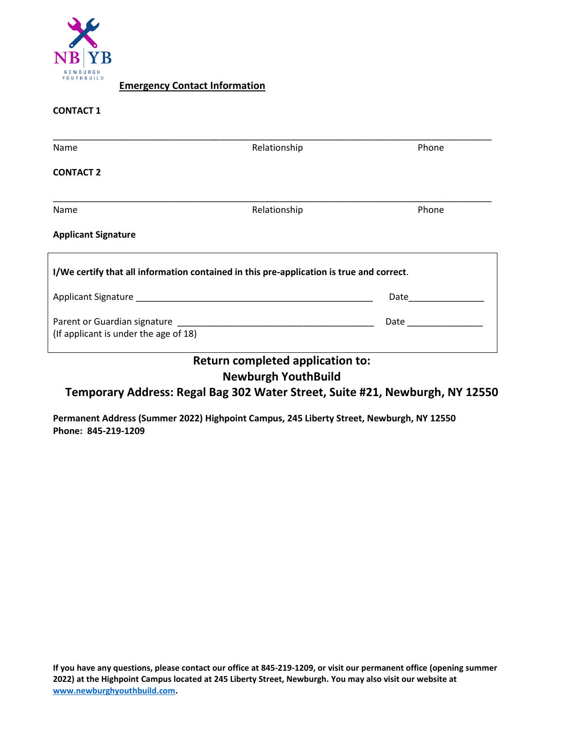NB | YB
NEWBURGH YOUTHBUILD

## Emergency Contact Information

**CONTACT 1**

_______________________________________________________________________________

Name                                        Relationship                                        Phone

**CONTACT 2**

_______________________________________________________________________________

Name                                        Relationship                                        Phone

**Applicant Signature**

**I/We certify that all information contained in this pre-application is true and correct**.

Applicant Signature _______________________________________________ Date_______________

Parent or Guardian signature _______________________________________ Date _______________
(If applicant is under the age of 18)

**Return completed application to:**
**Newburgh YouthBuild**
**Temporary Address: Regal Bag 302 Water Street, Suite #21, Newburgh, NY 12550**

**Permanent Address (Summer 2022) Highpoint Campus, 245 Liberty Street, Newburgh, NY 12550**
**Phone: 845-219-1209**

**If you have any questions, please contact our office at 845-219-1209, or visit our permanent office (opening summer 2022) at the Highpoint Campus located at 245 Liberty Street, Newburgh. You may also visit our website at [www.newburghyouthbuild.com](http://www.newburghyouthbuild.com).**